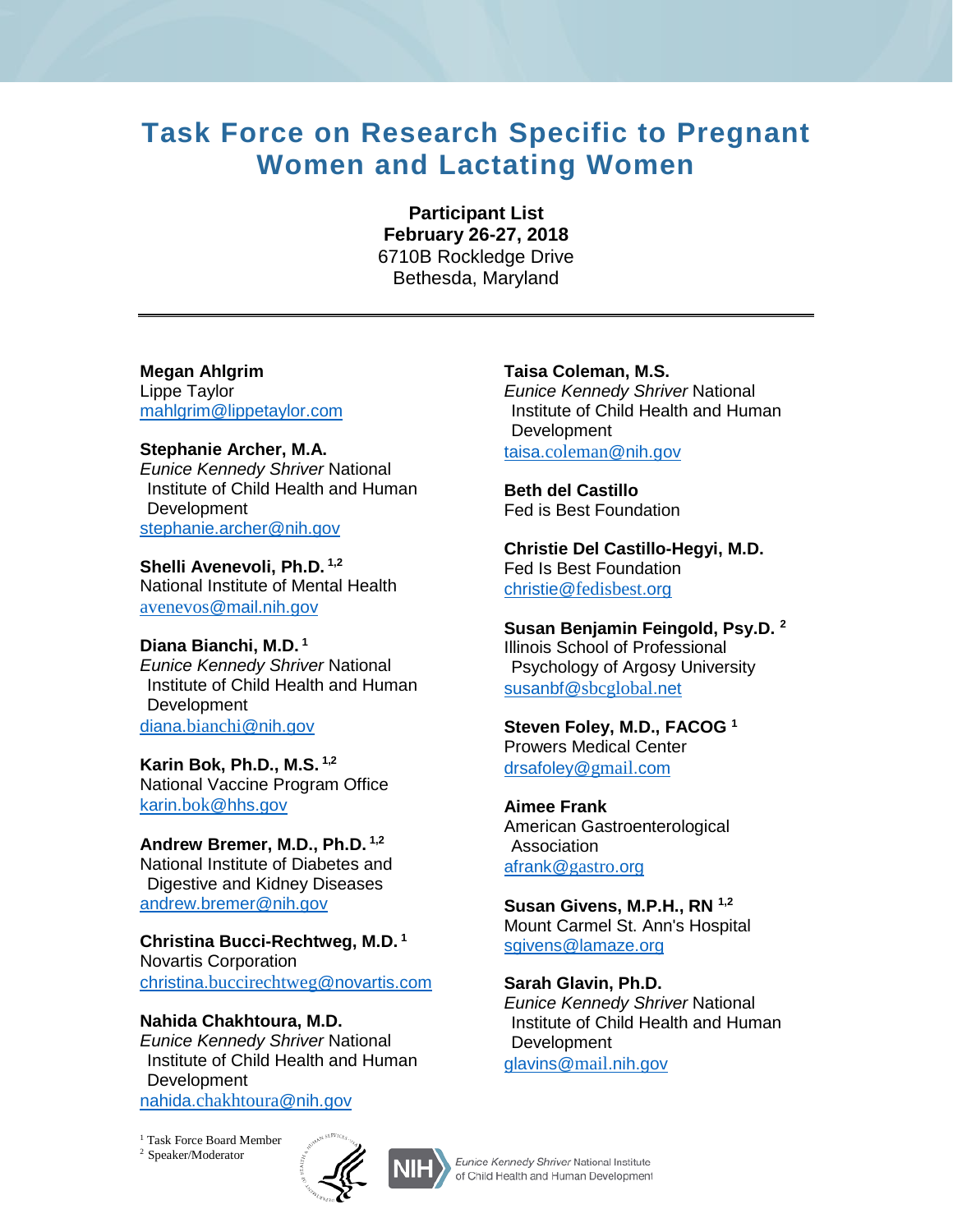# Task Force on Research Specific to Pregnant Women and Lactating Women

**Participant List**
**February 26-27, 2018**
6710B Rockledge Drive
Bethesda, Maryland

---

**Megan Ahlgrim**
Lippe Taylor
mahlgrim@lippetaylor.com

**Stephanie Archer, M.A.**
*Eunice Kennedy Shriver* National Institute of Child Health and Human Development
stephanie.archer@nih.gov

**Shelli Avenevoli, Ph.D.** [1,2]
National Institute of Mental Health
avenevos@mail.nih.gov

**Diana Bianchi, M.D.** [1]
*Eunice Kennedy Shriver* National Institute of Child Health and Human Development
diana.bianchi@nih.gov

**Karin Bok, Ph.D., M.S.** [1,2]
National Vaccine Program Office
karin.bok@hhs.gov

**Andrew Bremer, M.D., Ph.D.** [1,2]
National Institute of Diabetes and Digestive and Kidney Diseases
andrew.bremer@nih.gov

**Christina Bucci-Rechtweg, M.D.** [1]
Novartis Corporation
christina.buccirechtweg@novartis.com

**Nahida Chakhtoura, M.D.**
*Eunice Kennedy Shriver* National Institute of Child Health and Human Development
nahida.chakhtoura@nih.gov

**Taisa Coleman, M.S.**
*Eunice Kennedy Shriver* National Institute of Child Health and Human Development
taisa.coleman@nih.gov

**Beth del Castillo**
Fed is Best Foundation

**Christie Del Castillo-Hegyi, M.D.**
Fed Is Best Foundation
christie@fedisbest.org

**Susan Benjamin Feingold, Psy.D.** [2]
Illinois School of Professional Psychology of Argosy University
susanbf@sbcglobal.net

**Steven Foley, M.D., FACOG** [1]
Prowers Medical Center
drsafoley@gmail.com

**Aimee Frank**
American Gastroenterological Association
afrank@gastro.org

**Susan Givens, M.P.H., RN** [1,2]
Mount Carmel St. Ann's Hospital
sgivens@lamaze.org

**Sarah Glavin, Ph.D.**
*Eunice Kennedy Shriver* National Institute of Child Health and Human Development
glavins@mail.nih.gov

[1] Task Force Board Member
[2] Speaker/Moderator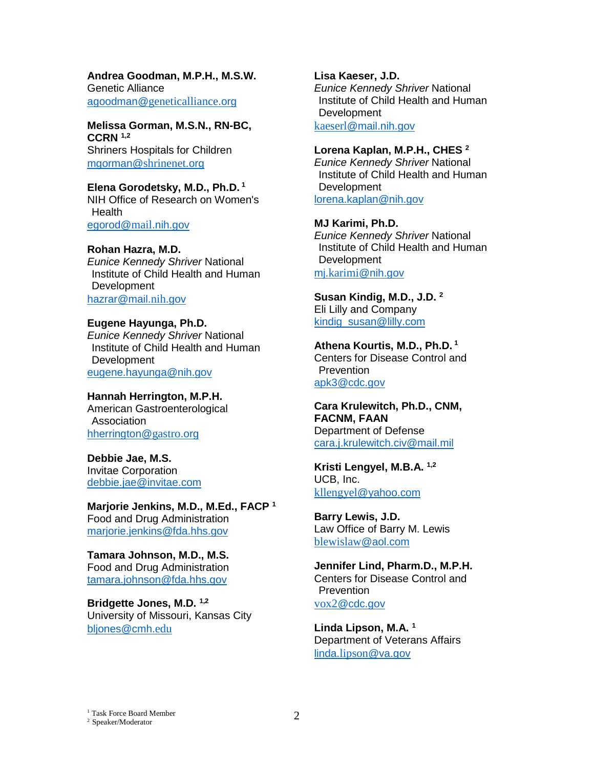**Andrea Goodman, M.P.H., M.S.W.**
Genetic Alliance
agoodman@geneticalliance.org

**Melissa Gorman, M.S.N., RN-BC, CCRN** [1,2]
Shriners Hospitals for Children
mgorman@shrinenet.org

**Elena Gorodetsky, M.D., Ph.D.** [1]
NIH Office of Research on Women's Health
egorod@mail.nih.gov

**Rohan Hazra, M.D.**
*Eunice Kennedy Shriver* National Institute of Child Health and Human Development
hazrar@mail.nih.gov

**Eugene Hayunga, Ph.D.**
*Eunice Kennedy Shriver* National Institute of Child Health and Human Development
eugene.hayunga@nih.gov

**Hannah Herrington, M.P.H.**
American Gastroenterological Association
hherrington@gastro.org

**Debbie Jae, M.S.**
Invitae Corporation
debbie.jae@invitae.com

**Marjorie Jenkins, M.D., M.Ed., FACP** [1]
Food and Drug Administration
marjorie.jenkins@fda.hhs.gov

**Tamara Johnson, M.D., M.S.**
Food and Drug Administration
tamara.johnson@fda.hhs.gov

**Bridgette Jones, M.D.** [1,2]
University of Missouri, Kansas City
bljones@cmh.edu

**Lisa Kaeser, J.D.**
*Eunice Kennedy Shriver* National Institute of Child Health and Human Development
kaeserl@mail.nih.gov

**Lorena Kaplan, M.P.H., CHES** [2]
*Eunice Kennedy Shriver* National Institute of Child Health and Human Development
lorena.kaplan@nih.gov

**MJ Karimi, Ph.D.**
*Eunice Kennedy Shriver* National Institute of Child Health and Human Development
mj.karimi@nih.gov

**Susan Kindig, M.D., J.D.** [2]
Eli Lilly and Company
kindig_susan@lilly.com

**Athena Kourtis, M.D., Ph.D.** [1]
Centers for Disease Control and Prevention
apk3@cdc.gov

**Cara Krulewitch, Ph.D., CNM, FACNM, FAAN**
Department of Defense
cara.j.krulewitch.civ@mail.mil

**Kristi Lengyel, M.B.A.** [1,2]
UCB, Inc.
kllengyel@yahoo.com

**Barry Lewis, J.D.**
Law Office of Barry M. Lewis
blewislaw@aol.com

**Jennifer Lind, Pharm.D., M.P.H.**
Centers for Disease Control and Prevention
vox2@cdc.gov

**Linda Lipson, M.A.** [1]
Department of Veterans Affairs
linda.lipson@va.gov

[1] Task Force Board Member
[2] Speaker/Moderator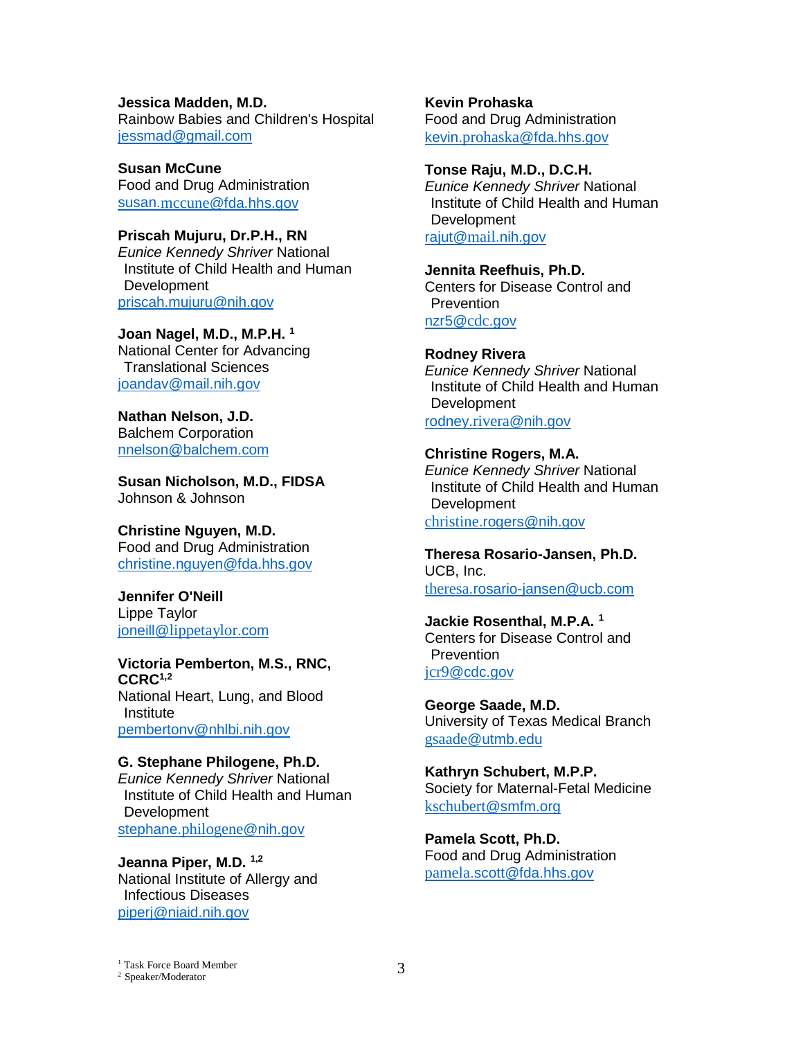**Jessica Madden, M.D.**
Rainbow Babies and Children's Hospital
jessmad@gmail.com

**Susan McCune**
Food and Drug Administration
susan.mccune@fda.hhs.gov

**Priscah Mujuru, Dr.P.H., RN**
*Eunice Kennedy Shriver* National Institute of Child Health and Human Development
priscah.mujuru@nih.gov

**Joan Nagel, M.D., M.P.H.** [1]
National Center for Advancing Translational Sciences
joandav@mail.nih.gov

**Nathan Nelson, J.D.**
Balchem Corporation
nnelson@balchem.com

**Susan Nicholson, M.D., FIDSA**
Johnson & Johnson

**Christine Nguyen, M.D.**
Food and Drug Administration
christine.nguyen@fda.hhs.gov

**Jennifer O'Neill**
Lippe Taylor
joneill@lippetaylor.com

**Victoria Pemberton, M.S., RNC, CCRC**[1,2]
National Heart, Lung, and Blood Institute
pembertonv@nhlbi.nih.gov

**G. Stephane Philogene, Ph.D.**
*Eunice Kennedy Shriver* National Institute of Child Health and Human Development
stephane.philogene@nih.gov

**Jeanna Piper, M.D.** [1,2]
National Institute of Allergy and Infectious Diseases
piperj@niaid.nih.gov

**Kevin Prohaska**
Food and Drug Administration
kevin.prohaska@fda.hhs.gov

**Tonse Raju, M.D., D.C.H.**
*Eunice Kennedy Shriver* National Institute of Child Health and Human Development
rajut@mail.nih.gov

**Jennita Reefhuis, Ph.D.**
Centers for Disease Control and Prevention
nzr5@cdc.gov

**Rodney Rivera**
*Eunice Kennedy Shriver* National Institute of Child Health and Human Development
rodney.rivera@nih.gov

**Christine Rogers, M.A.**
*Eunice Kennedy Shriver* National Institute of Child Health and Human Development
christine.rogers@nih.gov

**Theresa Rosario-Jansen, Ph.D.**
UCB, Inc.
theresa.rosario-jansen@ucb.com

**Jackie Rosenthal, M.P.A.** [1]
Centers for Disease Control and Prevention
jcr9@cdc.gov

**George Saade, M.D.**
University of Texas Medical Branch
gsaade@utmb.edu

**Kathryn Schubert, M.P.P.**
Society for Maternal-Fetal Medicine
kschubert@smfm.org

**Pamela Scott, Ph.D.**
Food and Drug Administration
pamela.scott@fda.hhs.gov

[1] Task Force Board Member
[2] Speaker/Moderator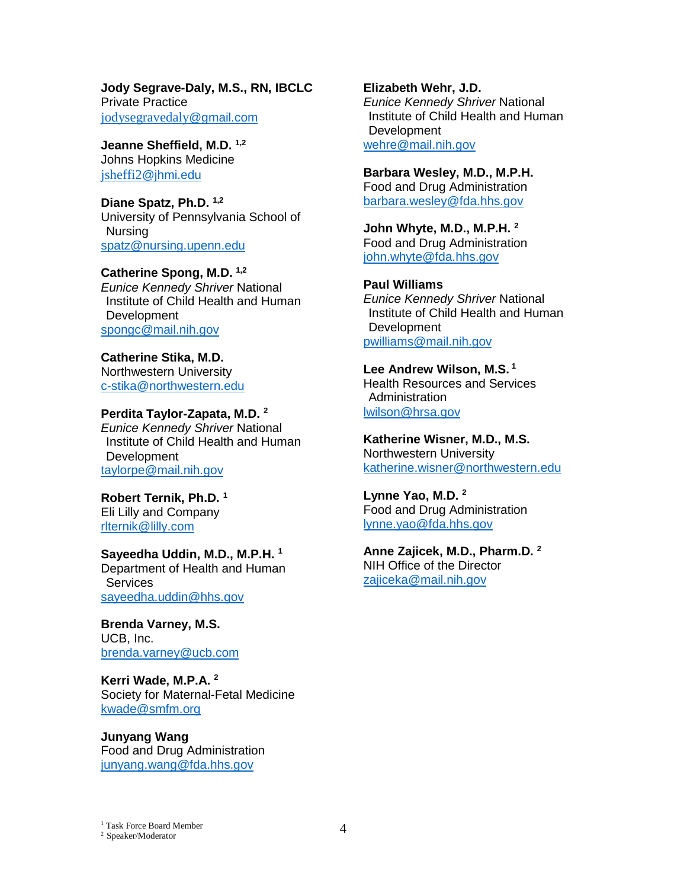**Jody Segrave-Daly, M.S., RN, IBCLC**
Private Practice
jodysegravedaly@gmail.com

**Jeanne Sheffield, M.D.** [1,2]
Johns Hopkins Medicine
jsheffi2@jhmi.edu

**Diane Spatz, Ph.D.** [1,2]
University of Pennsylvania School of Nursing
spatz@nursing.upenn.edu

**Catherine Spong, M.D.** [1,2]
*Eunice Kennedy Shriver* National Institute of Child Health and Human Development
spongc@mail.nih.gov

**Catherine Stika, M.D.**
Northwestern University
c-stika@northwestern.edu

**Perdita Taylor-Zapata, M.D.** [2]
*Eunice Kennedy Shriver* National Institute of Child Health and Human Development
taylorpe@mail.nih.gov

**Robert Ternik, Ph.D.** [1]
Eli Lilly and Company
rlternik@lilly.com

**Sayeedha Uddin, M.D., M.P.H.** [1]
Department of Health and Human Services
sayeedha.uddin@hhs.gov

**Brenda Varney, M.S.**
UCB, Inc.
brenda.varney@ucb.com

**Kerri Wade, M.P.A.** [2]
Society for Maternal-Fetal Medicine
kwade@smfm.org

**Junyang Wang**
Food and Drug Administration
junyang.wang@fda.hhs.gov

**Elizabeth Wehr, J.D.**
*Eunice Kennedy Shriver* National Institute of Child Health and Human Development
wehre@mail.nih.gov

**Barbara Wesley, M.D., M.P.H.**
Food and Drug Administration
barbara.wesley@fda.hhs.gov

**John Whyte, M.D., M.P.H.** [2]
Food and Drug Administration
john.whyte@fda.hhs.gov

**Paul Williams**
*Eunice Kennedy Shriver* National Institute of Child Health and Human Development
pwilliams@mail.nih.gov

**Lee Andrew Wilson, M.S.** [1]
Health Resources and Services Administration
lwilson@hrsa.gov

**Katherine Wisner, M.D., M.S.**
Northwestern University
katherine.wisner@northwestern.edu

**Lynne Yao, M.D.** [2]
Food and Drug Administration
lynne.yao@fda.hhs.gov

**Anne Zajicek, M.D., Pharm.D.** [2]
NIH Office of the Director
zajiceka@mail.nih.gov

[1] Task Force Board Member
[2] Speaker/Moderator